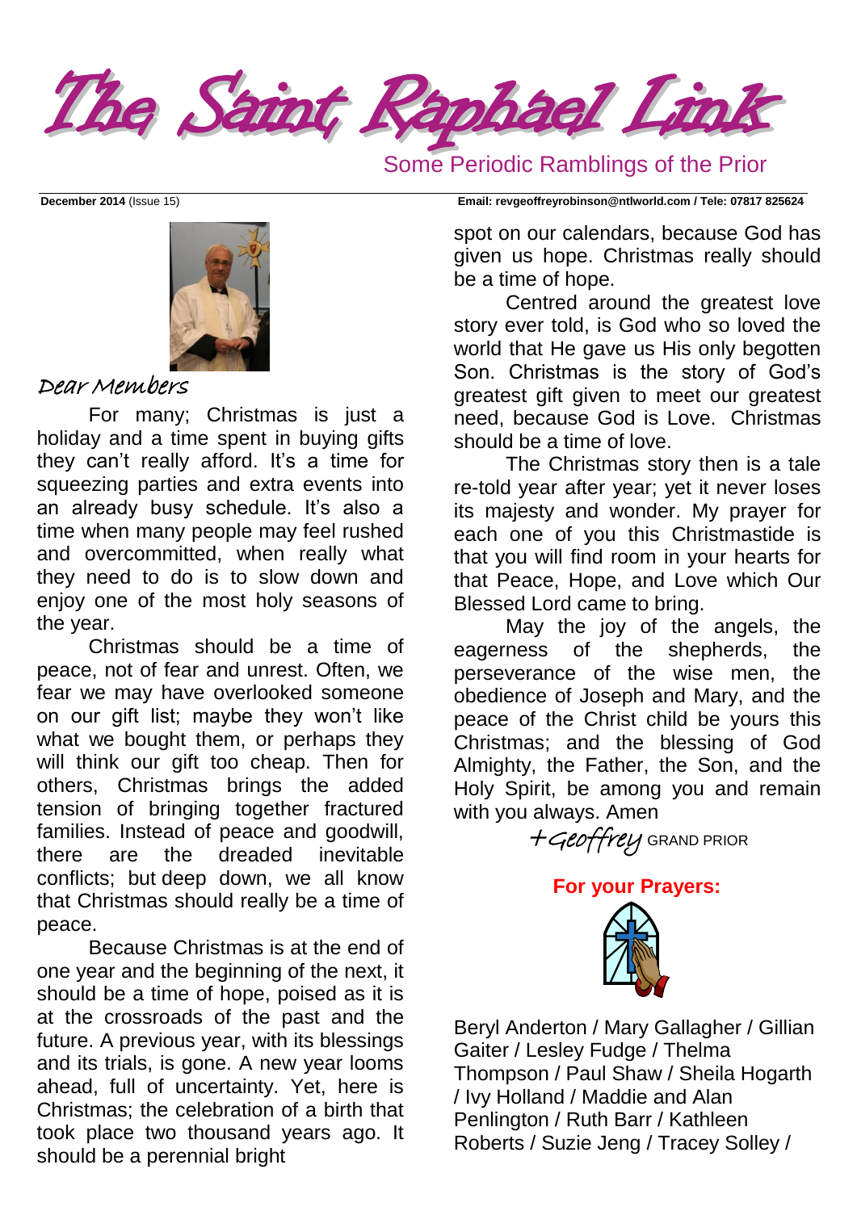# The Saint Raphael Link

Some Periodic Ramblings of the Prior

**December 2014** (Issue 15) **Email: revgeoffreyrobinson@ntlworld.com / Tele: 07817 825624**

*Dear Members*

For many; Christmas is just a holiday and a time spent in buying gifts they can't really afford. It's a time for squeezing parties and extra events into an already busy schedule. It's also a time when many people may feel rushed and overcommitted, when really what they need to do is to slow down and enjoy one of the most holy seasons of the year.

Christmas should be a time of peace, not of fear and unrest. Often, we fear we may have overlooked someone on our gift list; maybe they won't like what we bought them, or perhaps they will think our gift too cheap. Then for others, Christmas brings the added tension of bringing together fractured families. Instead of peace and goodwill, there are the dreaded inevitable conflicts; but deep down, we all know that Christmas should really be a time of peace.

Because Christmas is at the end of one year and the beginning of the next, it should be a time of hope, poised as it is at the crossroads of the past and the future. A previous year, with its blessings and its trials, is gone. A new year looms ahead, full of uncertainty. Yet, here is Christmas; the celebration of a birth that took place two thousand years ago. It should be a perennial bright spot on our calendars, because God has given us hope. Christmas really should be a time of hope.

Centred around the greatest love story ever told, is God who so loved the world that He gave us His only begotten Son. Christmas is the story of God's greatest gift given to meet our greatest need, because God is Love. Christmas should be a time of love.

The Christmas story then is a tale re-told year after year; yet it never loses its majesty and wonder. My prayer for each one of you this Christmastide is that you will find room in your hearts for that Peace, Hope, and Love which Our Blessed Lord came to bring.

May the joy of the angels, the eagerness of the shepherds, the perseverance of the wise men, the obedience of Joseph and Mary, and the peace of the Christ child be yours this Christmas; and the blessing of God Almighty, the Father, the Son, and the Holy Spirit, be among you and remain with you always. Amen

*+Geoffrey* GRAND PRIOR

**For your Prayers:**

Beryl Anderton / Mary Gallagher / Gillian Gaiter / Lesley Fudge / Thelma Thompson / Paul Shaw / Sheila Hogarth / Ivy Holland / Maddie and Alan Penlington / Ruth Barr / Kathleen Roberts / Suzie Jeng / Tracey Solley /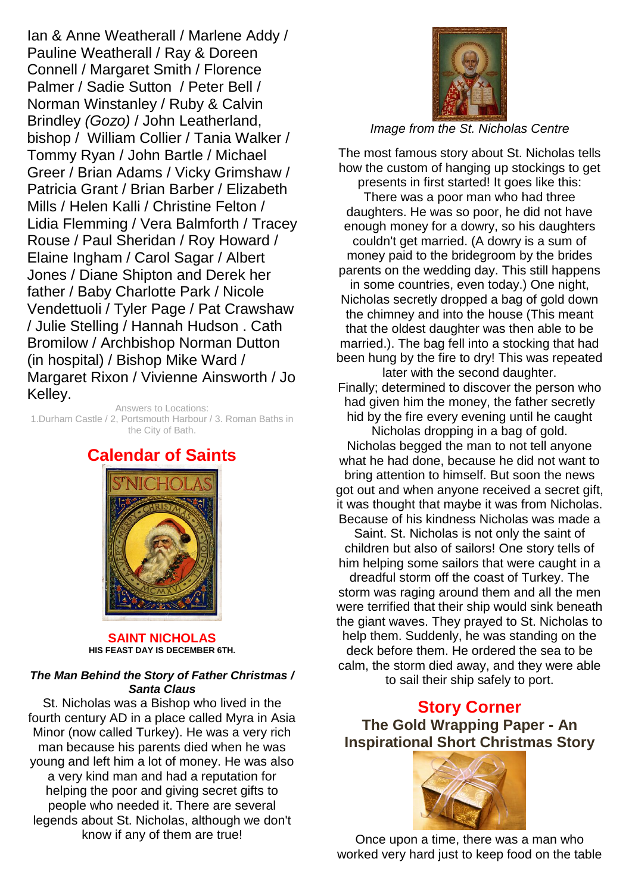Ian & Anne Weatherall / Marlene Addy / Pauline Weatherall / Ray & Doreen Connell / Margaret Smith / Florence Palmer / Sadie Sutton / Peter Bell / Norman Winstanley / Ruby & Calvin Brindley *(Gozo)* / John Leatherland, bishop / William Collier / Tania Walker / Tommy Ryan / John Bartle / Michael Greer / Brian Adams / Vicky Grimshaw / Patricia Grant / Brian Barber / Elizabeth Mills / Helen Kalli / Christine Felton / Lidia Flemming / Vera Balmforth / Tracey Rouse / Paul Sheridan / Roy Howard / Elaine Ingham / Carol Sagar / Albert Jones / Diane Shipton and Derek her father / Baby Charlotte Park / Nicole Vendettuoli / Tyler Page / Pat Crawshaw / Julie Stelling / Hannah Hudson . Cath Bromilow / Archbishop Norman Dutton (in hospital) / Bishop Mike Ward / Margaret Rixon / Vivienne Ainsworth / Jo Kelley.

Answers to Locations:
1.Durham Castle / 2, Portsmouth Harbour / 3. Roman Baths in the City of Bath.

## Calendar of Saints

**SAINT NICHOLAS**
**HIS FEAST DAY IS DECEMBER 6TH.**

***The Man Behind the Story of Father Christmas / Santa Claus***

St. Nicholas was a Bishop who lived in the fourth century AD in a place called Myra in Asia Minor (now called Turkey). He was a very rich man because his parents died when he was young and left him a lot of money. He was also a very kind man and had a reputation for helping the poor and giving secret gifts to people who needed it. There are several legends about St. Nicholas, although we don't know if any of them are true!

*Image from the St. Nicholas Centre*

The most famous story about St. Nicholas tells how the custom of hanging up stockings to get presents in first started! It goes like this:
There was a poor man who had three daughters. He was so poor, he did not have enough money for a dowry, so his daughters couldn't get married. (A dowry is a sum of money paid to the bridegroom by the brides parents on the wedding day. This still happens in some countries, even today.) One night, Nicholas secretly dropped a bag of gold down the chimney and into the house (This meant that the oldest daughter was then able to be married.). The bag fell into a stocking that had been hung by the fire to dry! This was repeated later with the second daughter.
Finally; determined to discover the person who had given him the money, the father secretly hid by the fire every evening until he caught Nicholas dropping in a bag of gold.
Nicholas begged the man to not tell anyone what he had done, because he did not want to bring attention to himself. But soon the news got out and when anyone received a secret gift, it was thought that maybe it was from Nicholas. Because of his kindness Nicholas was made a Saint. St. Nicholas is not only the saint of children but also of sailors! One story tells of him helping some sailors that were caught in a dreadful storm off the coast of Turkey. The storm was raging around them and all the men were terrified that their ship would sink beneath the giant waves. They prayed to St. Nicholas to help them. Suddenly, he was standing on the deck before them. He ordered the sea to be calm, the storm died away, and they were able to sail their ship safely to port.

## Story Corner

### The Gold Wrapping Paper - An Inspirational Short Christmas Story

Once upon a time, there was a man who worked very hard just to keep food on the table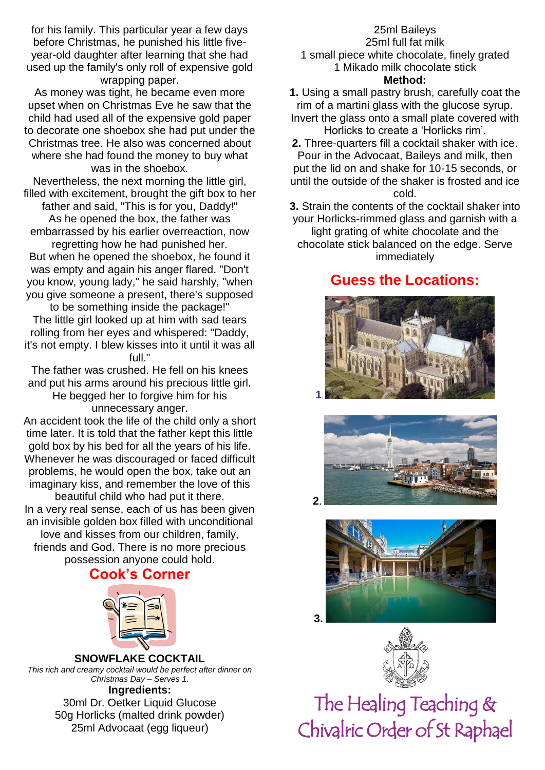for his family. This particular year a few days before Christmas, he punished his little five-year-old daughter after learning that she had used up the family's only roll of expensive gold wrapping paper.

As money was tight, he became even more upset when on Christmas Eve he saw that the child had used all of the expensive gold paper to decorate one shoebox she had put under the Christmas tree. He also was concerned about where she had found the money to buy what was in the shoebox.

Nevertheless, the next morning the little girl, filled with excitement, brought the gift box to her father and said, "This is for you, Daddy!"

As he opened the box, the father was embarrassed by his earlier overreaction, now regretting how he had punished her.

But when he opened the shoebox, he found it was empty and again his anger flared. "Don't you know, young lady," he said harshly, "when you give someone a present, there's supposed to be something inside the package!"

The little girl looked up at him with sad tears rolling from her eyes and whispered: "Daddy, it's not empty. I blew kisses into it until it was all full."

The father was crushed. He fell on his knees and put his arms around his precious little girl. He begged her to forgive him for his unnecessary anger.

An accident took the life of the child only a short time later. It is told that the father kept this little gold box by his bed for all the years of his life. Whenever he was discouraged or faced difficult problems, he would open the box, take out an imaginary kiss, and remember the love of this beautiful child who had put it there.

In a very real sense, each of us has been given an invisible golden box filled with unconditional love and kisses from our children, family, friends and God. There is no more precious possession anyone could hold.

## Cook's Corner

**SNOWFLAKE COCKTAIL**

*This rich and creamy cocktail would be perfect after dinner on Christmas Day – Serves 1.*

**Ingredients:**

30ml Dr. Oetker Liquid Glucose
50g Horlicks (malted drink powder)
25ml Advocaat (egg liqueur)
25ml Baileys
25ml full fat milk
1 small piece white chocolate, finely grated
1 Mikado milk chocolate stick

**Method:**

**1.** Using a small pastry brush, carefully coat the rim of a martini glass with the glucose syrup. Invert the glass onto a small plate covered with Horlicks to create a 'Horlicks rim'.

**2.** Three-quarters fill a cocktail shaker with ice. Pour in the Advocaat, Baileys and milk, then put the lid on and shake for 10-15 seconds, or until the outside of the shaker is frosted and ice cold.

**3.** Strain the contents of the cocktail shaker into your Horlicks-rimmed glass and garnish with a light grating of white chocolate and the chocolate stick balanced on the edge. Serve immediately

## Guess the Locations:

1.

2.

3.

The Healing Teaching & Chivalric Order of St Raphael